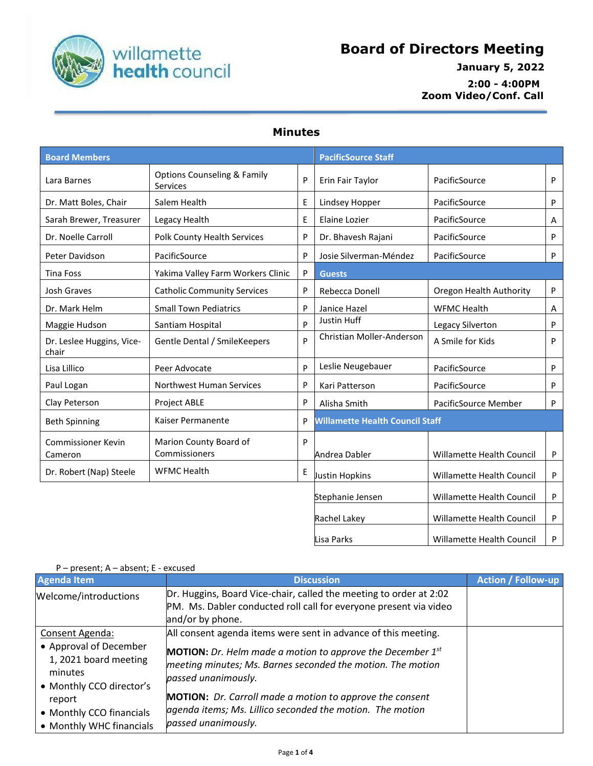willamette health council

# Board of Directors Meeting

**January 5, 2022**

**2:00 - 4:00PM**

**Zoom Video/Conf. Call**

## Minutes

| Board Members | | | PacificSource Staff | | |
|---|---|---|---|---|---|
| Lara Barnes | Options Counseling & Family Services | P | Erin Fair Taylor | PacificSource | P |
| Dr. Matt Boles, Chair | Salem Health | E | Lindsey Hopper | PacificSource | P |
| Sarah Brewer, Treasurer | Legacy Health | E | Elaine Lozier | PacificSource | A |
| Dr. Noelle Carroll | Polk County Health Services | P | Dr. Bhavesh Rajani | PacificSource | P |
| Peter Davidson | PacificSource | P | Josie Silverman-Méndez | PacificSource | P |
| Tina Foss | Yakima Valley Farm Workers Clinic | P | **Guests** | | |
| Josh Graves | Catholic Community Services | P | Rebecca Donell | Oregon Health Authority | P |
| Dr. Mark Helm | Small Town Pediatrics | P | Janice Hazel | WFMC Health | A |
| Maggie Hudson | Santiam Hospital | P | Justin Huff | Legacy Silverton | P |
| Dr. Leslee Huggins, Vice-chair | Gentle Dental / SmileKeepers | P | Christian Moller-Anderson | A Smile for Kids | P |
| Lisa Lillico | Peer Advocate | P | Leslie Neugebauer | PacificSource | P |
| Paul Logan | Northwest Human Services | P | Kari Patterson | PacificSource | P |
| Clay Peterson | Project ABLE | P | Alisha Smith | PacificSource Member | P |
| Beth Spinning | Kaiser Permanente | P | **Willamette Health Council Staff** | | |
| Commissioner Kevin Cameron | Marion County Board of Commissioners | P | Andrea Dabler | Willamette Health Council | P |
| Dr. Robert (Nap) Steele | WFMC Health | E | Justin Hopkins | Willamette Health Council | P |
| | | | Stephanie Jensen | Willamette Health Council | P |
| | | | Rachel Lakey | Willamette Health Council | P |
| | | | Lisa Parks | Willamette Health Council | P |

P – present; A – absent; E - excused

| Agenda Item | Discussion | Action / Follow-up |
|---|---|---|
| Welcome/introductions | Dr. Huggins, Board Vice-chair, called the meeting to order at 2:02 PM. Ms. Dabler conducted roll call for everyone present via video and/or by phone. | |
| Consent Agenda:<br>• Approval of December 1, 2021 board meeting minutes<br>• Monthly CCO director's report<br>• Monthly CCO financials<br>• Monthly WHC financials | All consent agenda items were sent in advance of this meeting.<br><br>**MOTION:** *Dr. Helm made a motion to approve the December 1st meeting minutes; Ms. Barnes seconded the motion. The motion passed unanimously.*<br><br>**MOTION:** *Dr. Carroll made a motion to approve the consent agenda items; Ms. Lillico seconded the motion. The motion passed unanimously.* | |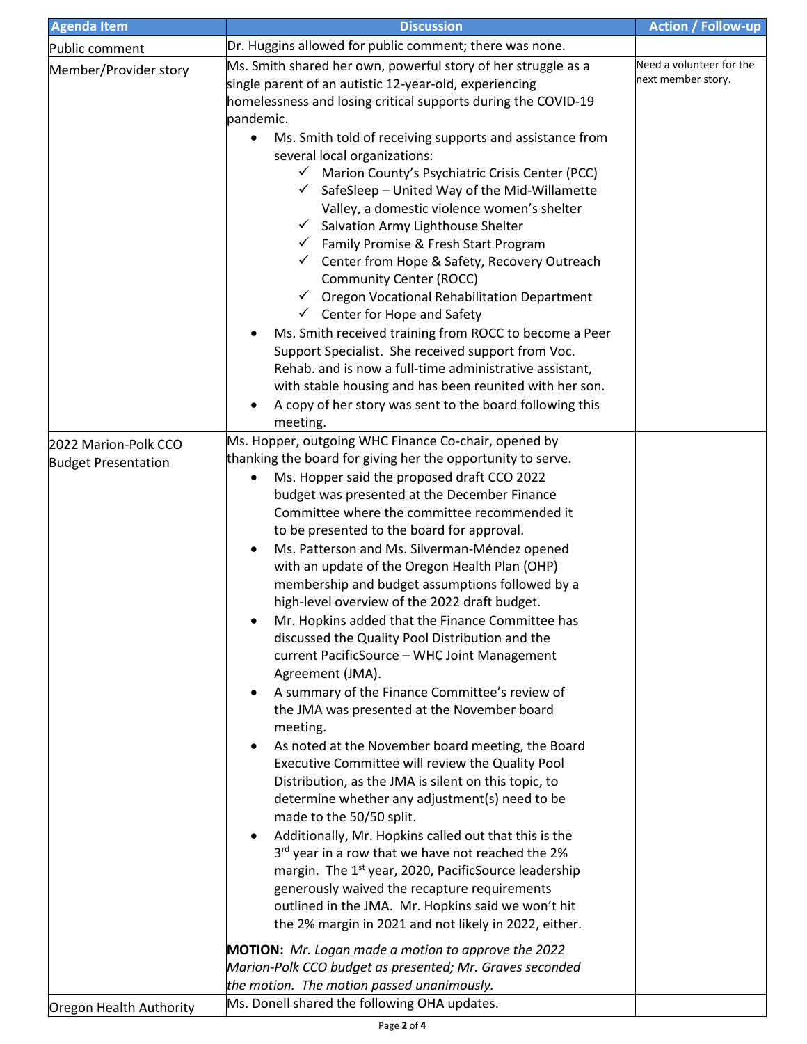| Agenda Item | Discussion | Action / Follow-up |
|---|---|---|
| Public comment | Dr. Huggins allowed for public comment; there was none. | |
| Member/Provider story | Ms. Smith shared her own, powerful story of her struggle as a single parent of an autistic 12-year-old, experiencing homelessness and losing critical supports during the COVID-19 pandemic.<br>• Ms. Smith told of receiving supports and assistance from several local organizations:<br>✓ Marion County's Psychiatric Crisis Center (PCC)<br>✓ SafeSleep – United Way of the Mid-Willamette Valley, a domestic violence women's shelter<br>✓ Salvation Army Lighthouse Shelter<br>✓ Family Promise & Fresh Start Program<br>✓ Center from Hope & Safety, Recovery Outreach Community Center (ROCC)<br>✓ Oregon Vocational Rehabilitation Department<br>✓ Center for Hope and Safety<br>• Ms. Smith received training from ROCC to become a Peer Support Specialist. She received support from Voc. Rehab. and is now a full-time administrative assistant, with stable housing and has been reunited with her son.<br>• A copy of her story was sent to the board following this meeting. | Need a volunteer for the next member story. |
| 2022 Marion-Polk CCO Budget Presentation | Ms. Hopper, outgoing WHC Finance Co-chair, opened by thanking the board for giving her the opportunity to serve.<br>• Ms. Hopper said the proposed draft CCO 2022 budget was presented at the December Finance Committee where the committee recommended it to be presented to the board for approval.<br>• Ms. Patterson and Ms. Silverman-Méndez opened with an update of the Oregon Health Plan (OHP) membership and budget assumptions followed by a high-level overview of the 2022 draft budget.<br>• Mr. Hopkins added that the Finance Committee has discussed the Quality Pool Distribution and the current PacificSource – WHC Joint Management Agreement (JMA).<br>• A summary of the Finance Committee's review of the JMA was presented at the November board meeting.<br>• As noted at the November board meeting, the Board Executive Committee will review the Quality Pool Distribution, as the JMA is silent on this topic, to determine whether any adjustment(s) need to be made to the 50/50 split.<br>• Additionally, Mr. Hopkins called out that this is the 3rd year in a row that we have not reached the 2% margin. The 1st year, 2020, PacificSource leadership generously waived the recapture requirements outlined in the JMA. Mr. Hopkins said we won't hit the 2% margin in 2021 and not likely in 2022, either.<br><br>**MOTION:** *Mr. Logan made a motion to approve the 2022 Marion-Polk CCO budget as presented; Mr. Graves seconded the motion. The motion passed unanimously.* | |
| Oregon Health Authority | Ms. Donell shared the following OHA updates. | |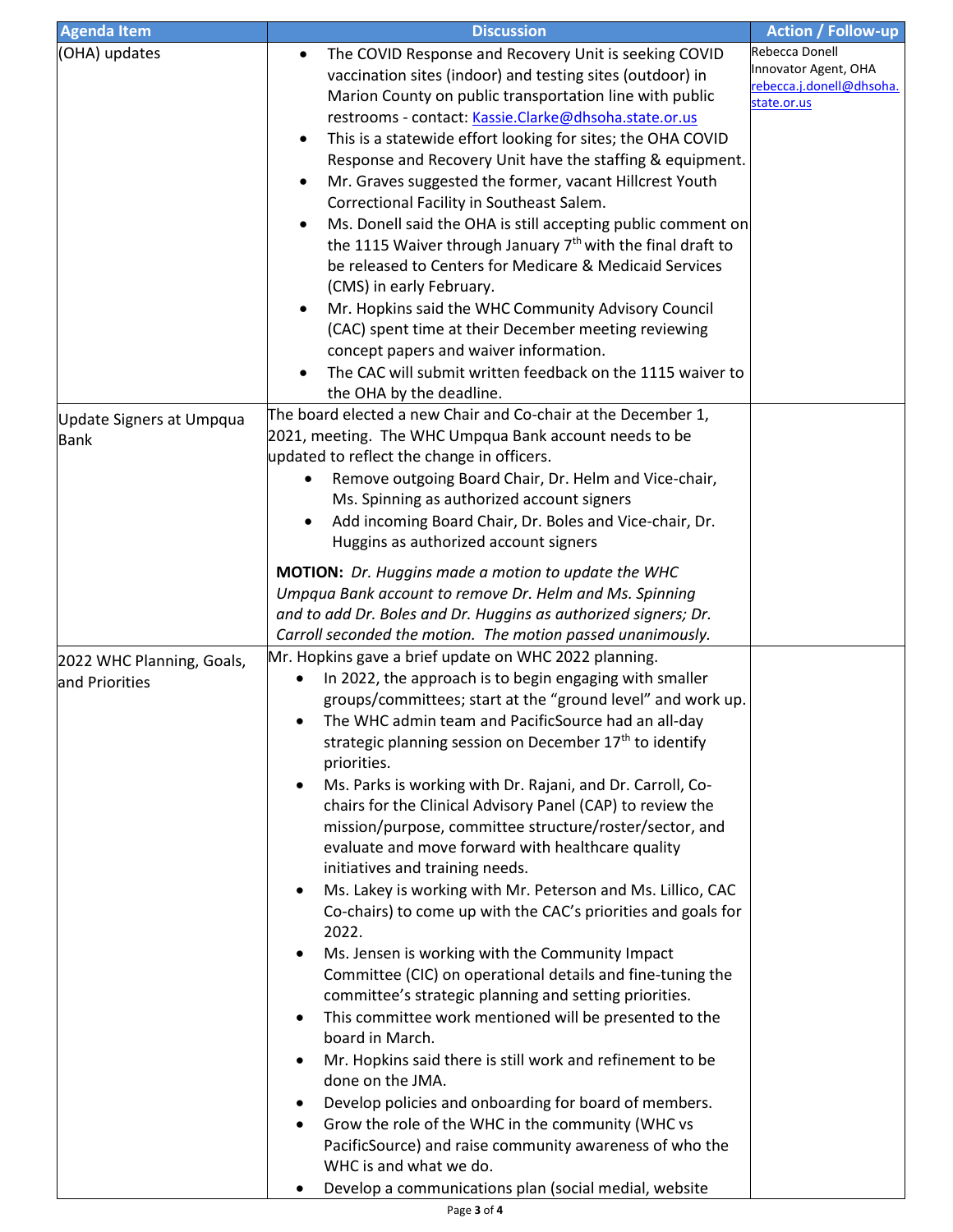| Agenda Item | Discussion | Action / Follow-up |
|---|---|---|
| (OHA) updates | • The COVID Response and Recovery Unit is seeking COVID vaccination sites (indoor) and testing sites (outdoor) in Marion County on public transportation line with public restrooms - contact: Kassie.Clarke@dhsoha.state.or.us<br>• This is a statewide effort looking for sites; the OHA COVID Response and Recovery Unit have the staffing & equipment.<br>• Mr. Graves suggested the former, vacant Hillcrest Youth Correctional Facility in Southeast Salem.<br>• Ms. Donell said the OHA is still accepting public comment on the 1115 Waiver through January 7th with the final draft to be released to Centers for Medicare & Medicaid Services (CMS) in early February.<br>• Mr. Hopkins said the WHC Community Advisory Council (CAC) spent time at their December meeting reviewing concept papers and waiver information.<br>• The CAC will submit written feedback on the 1115 waiver to the OHA by the deadline. | Rebecca Donell Innovator Agent, OHA rebecca.j.donell@dhsoha.state.or.us |
| Update Signers at Umpqua Bank | The board elected a new Chair and Co-chair at the December 1, 2021, meeting. The WHC Umpqua Bank account needs to be updated to reflect the change in officers.<br>• Remove outgoing Board Chair, Dr. Helm and Vice-chair, Ms. Spinning as authorized account signers<br>• Add incoming Board Chair, Dr. Boles and Vice-chair, Dr. Huggins as authorized account signers<br><br>**MOTION:** *Dr. Huggins made a motion to update the WHC Umpqua Bank account to remove Dr. Helm and Ms. Spinning and to add Dr. Boles and Dr. Huggins as authorized signers; Dr. Carroll seconded the motion. The motion passed unanimously.* | |
| 2022 WHC Planning, Goals, and Priorities | Mr. Hopkins gave a brief update on WHC 2022 planning.<br>• In 2022, the approach is to begin engaging with smaller groups/committees; start at the "ground level" and work up.<br>• The WHC admin team and PacificSource had an all-day strategic planning session on December 17th to identify priorities.<br>• Ms. Parks is working with Dr. Rajani, and Dr. Carroll, Co-chairs for the Clinical Advisory Panel (CAP) to review the mission/purpose, committee structure/roster/sector, and evaluate and move forward with healthcare quality initiatives and training needs.<br>• Ms. Lakey is working with Mr. Peterson and Ms. Lillico, CAC Co-chairs) to come up with the CAC's priorities and goals for 2022.<br>• Ms. Jensen is working with the Community Impact Committee (CIC) on operational details and fine-tuning the committee's strategic planning and setting priorities.<br>• This committee work mentioned will be presented to the board in March.<br>• Mr. Hopkins said there is still work and refinement to be done on the JMA.<br>• Develop policies and onboarding for board of members.<br>• Grow the role of the WHC in the community (WHC vs PacificSource) and raise community awareness of who the WHC is and what we do.<br>• Develop a communications plan (social medial, website | |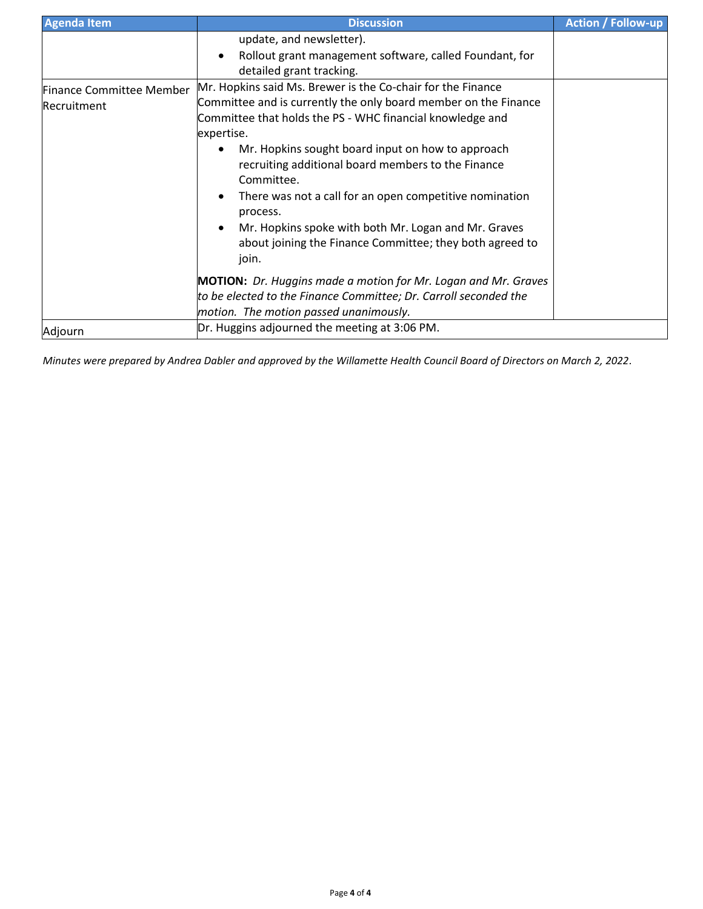| Agenda Item | Discussion | Action / Follow-up |
|---|---|---|
| | update, and newsletter).<br>• Rollout grant management software, called Foundant, for detailed grant tracking. | |
| Finance Committee Member Recruitment | Mr. Hopkins said Ms. Brewer is the Co-chair for the Finance Committee and is currently the only board member on the Finance Committee that holds the PS - WHC financial knowledge and expertise.<br>• Mr. Hopkins sought board input on how to approach recruiting additional board members to the Finance Committee.<br>• There was not a call for an open competitive nomination process.<br>• Mr. Hopkins spoke with both Mr. Logan and Mr. Graves about joining the Finance Committee; they both agreed to join.<br><br>**MOTION:** *Dr. Huggins made a motion for Mr. Logan and Mr. Graves to be elected to the Finance Committee; Dr. Carroll seconded the motion. The motion passed unanimously.* | |
| Adjourn | Dr. Huggins adjourned the meeting at 3:06 PM. | |

*Minutes were prepared by Andrea Dabler and approved by the Willamette Health Council Board of Directors on March 2, 2022.*